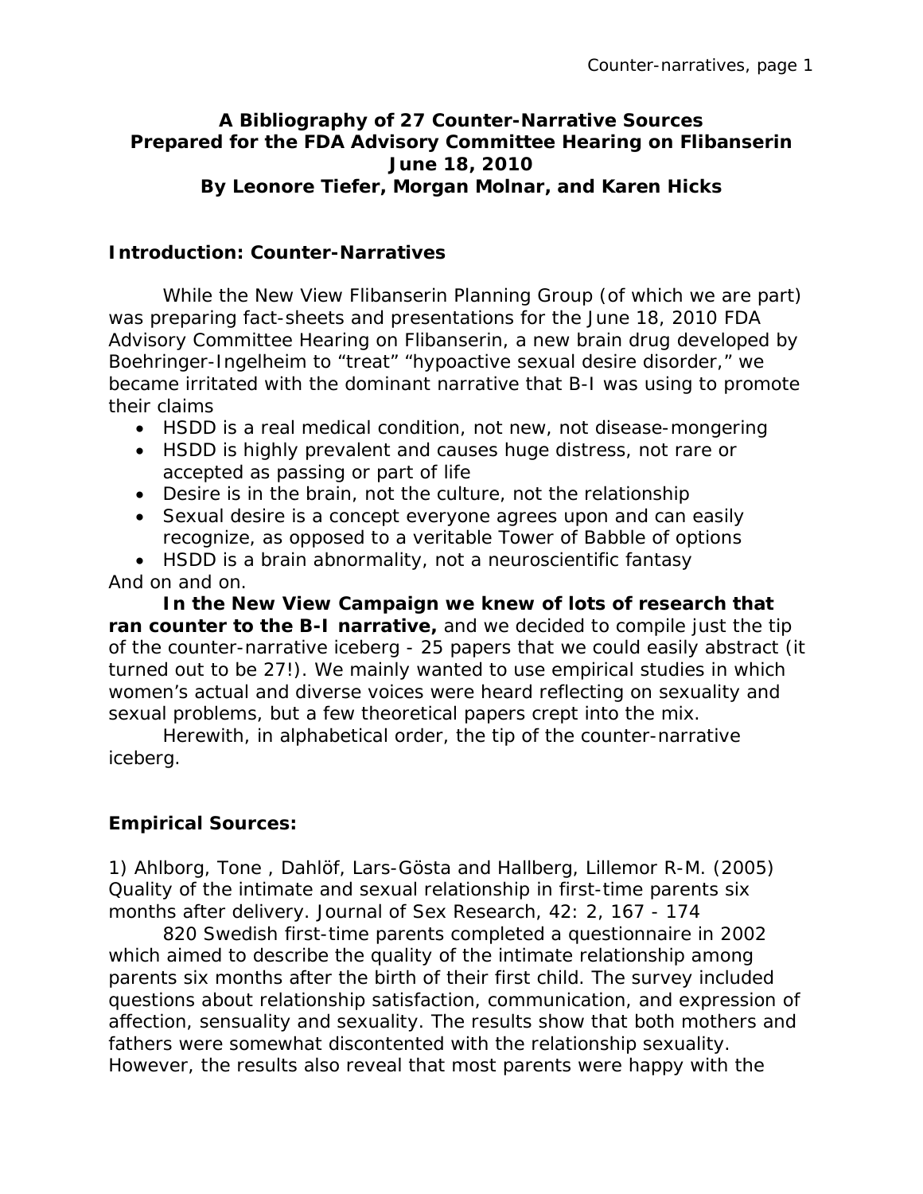**A Bibliography of 27 Counter-Narrative Sources**
**Prepared for the FDA Advisory Committee Hearing on Flibanserin**
**June 18, 2010**
**By Leonore Tiefer, Morgan Molnar, and Karen Hicks**

## Introduction: Counter-Narratives

While the New View Flibanserin Planning Group (of which we are part) was preparing fact-sheets and presentations for the June 18, 2010 FDA Advisory Committee Hearing on Flibanserin, a new brain drug developed by Boehringer-Ingelheim to "treat" "hypoactive sexual desire disorder," we became irritated with the dominant narrative that B-I was using to promote their claims

- HSDD is a real medical condition, not new, not disease-mongering
- HSDD is highly prevalent and causes huge distress, not rare or accepted as passing or part of life
- Desire is in the brain, not the culture, not the relationship
- Sexual desire is a concept everyone agrees upon and can easily recognize, as opposed to a veritable Tower of Babble of options
- HSDD is a brain abnormality, not a neuroscientific fantasy

And on and on.

**In the New View Campaign we knew of lots of research that ran counter to the B-I narrative,** and we decided to compile just the tip of the counter-narrative iceberg - 25 papers that we could easily abstract (it turned out to be 27!). We mainly wanted to use empirical studies in which women's actual and diverse voices were heard reflecting on sexuality and sexual problems, but a few theoretical papers crept into the mix.

Herewith, in alphabetical order, the tip of the counter-narrative iceberg.

## Empirical Sources:

1) Ahlborg, Tone , Dahlöf, Lars-Gösta and Hallberg, Lillemor R-M. (2005) Quality of the intimate and sexual relationship in first-time parents six months after delivery. Journal of Sex Research, 42: 2, 167 - 174

820 Swedish first-time parents completed a questionnaire in 2002 which aimed to describe the quality of the intimate relationship among parents six months after the birth of their first child. The survey included questions about relationship satisfaction, communication, and expression of affection, sensuality and sexuality. The results show that both mothers and fathers were somewhat discontented with the relationship sexuality. However, the results also reveal that most parents were happy with the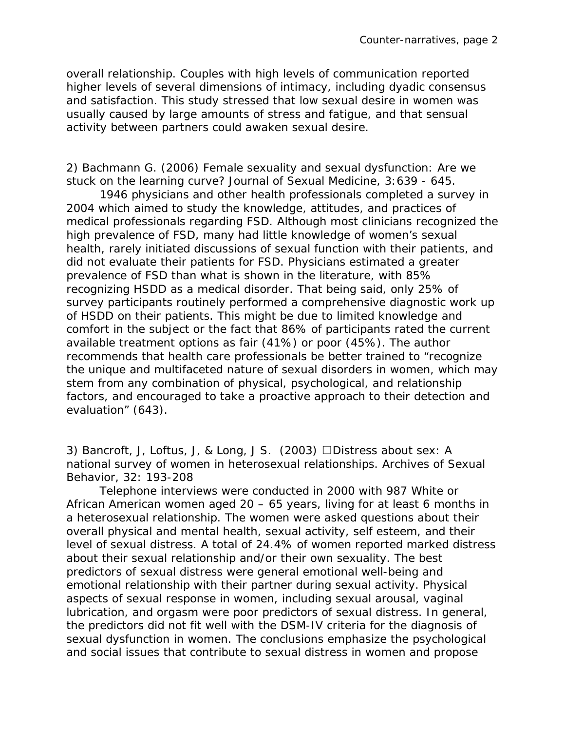overall relationship. Couples with high levels of communication reported higher levels of several dimensions of intimacy, including dyadic consensus and satisfaction. This study stressed that low sexual desire in women was usually caused by large amounts of stress and fatigue, and that sensual activity between partners could awaken sexual desire.

2) Bachmann G. (2006) Female sexuality and sexual dysfunction: Are we stuck on the learning curve? Journal of Sexual Medicine, 3:639 - 645.

1946 physicians and other health professionals completed a survey in 2004 which aimed to study the knowledge, attitudes, and practices of medical professionals regarding FSD. Although most clinicians recognized the high prevalence of FSD, many had little knowledge of women's sexual health, rarely initiated discussions of sexual function with their patients, and did not evaluate their patients for FSD. Physicians estimated a greater prevalence of FSD than what is shown in the literature, with 85% recognizing HSDD as a medical disorder. That being said, only 25% of survey participants routinely performed a comprehensive diagnostic work up of HSDD on their patients. This might be due to limited knowledge and comfort in the subject or the fact that 86% of participants rated the current available treatment options as fair (41%) or poor (45%). The author recommends that health care professionals be better trained to "recognize the unique and multifaceted nature of sexual disorders in women, which may stem from any combination of physical, psychological, and relationship factors, and encouraged to take a proactive approach to their detection and evaluation" (643).

3) Bancroft, J, Loftus, J, & Long, J S. (2003) Distress about sex: A national survey of women in heterosexual relationships. Archives of Sexual Behavior, 32: 193-208

Telephone interviews were conducted in 2000 with 987 White or African American women aged 20 – 65 years, living for at least 6 months in a heterosexual relationship. The women were asked questions about their overall physical and mental health, sexual activity, self esteem, and their level of sexual distress. A total of 24.4% of women reported marked distress about their sexual relationship and/or their own sexuality. The best predictors of sexual distress were general emotional well-being and emotional relationship with their partner during sexual activity. Physical aspects of sexual response in women, including sexual arousal, vaginal lubrication, and orgasm were poor predictors of sexual distress. In general, the predictors did not fit well with the DSM-IV criteria for the diagnosis of sexual dysfunction in women. The conclusions emphasize the psychological and social issues that contribute to sexual distress in women and propose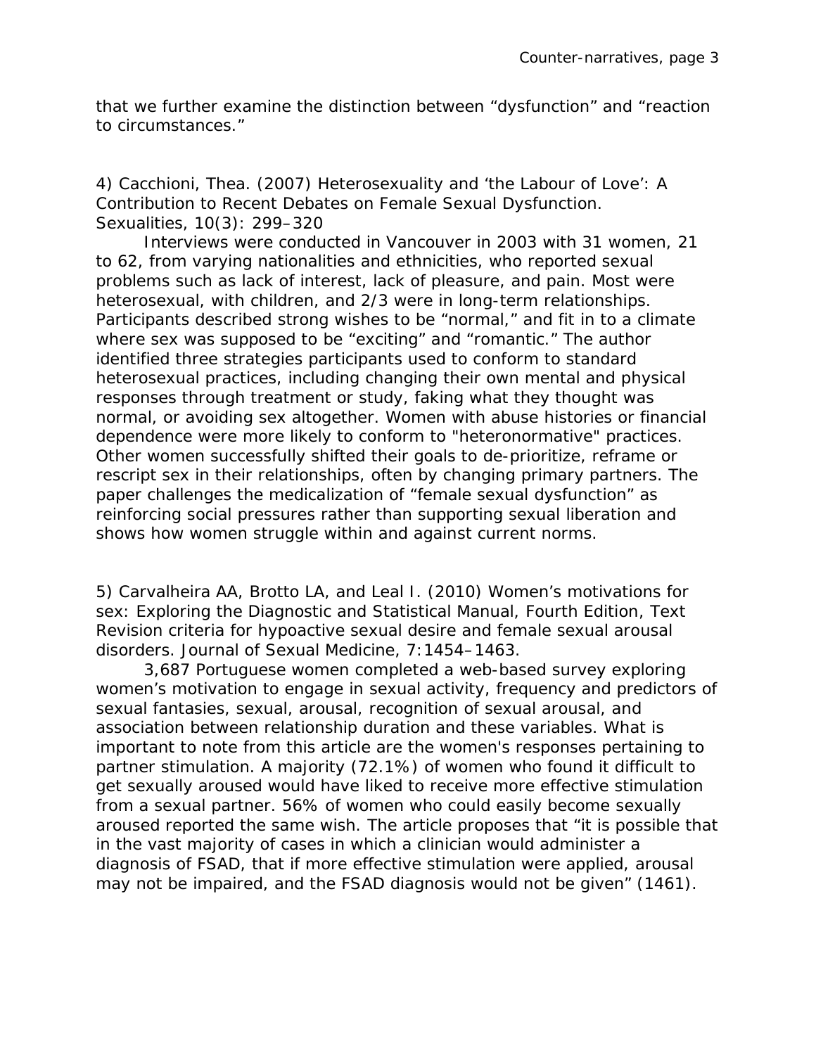that we further examine the distinction between “dysfunction” and “reaction to circumstances.”

4) Cacchioni, Thea. (2007) Heterosexuality and ‘the Labour of Love’: A Contribution to Recent Debates on Female Sexual Dysfunction. Sexualities, 10(3): 299–320

Interviews were conducted in Vancouver in 2003 with 31 women, 21 to 62, from varying nationalities and ethnicities, who reported sexual problems such as lack of interest, lack of pleasure, and pain. Most were heterosexual, with children, and 2/3 were in long-term relationships. Participants described strong wishes to be “normal,” and fit in to a climate where sex was supposed to be “exciting” and “romantic.” The author identified three strategies participants used to conform to standard heterosexual practices, including changing their own mental and physical responses through treatment or study, faking what they thought was normal, or avoiding sex altogether. Women with abuse histories or financial dependence were more likely to conform to "heteronormative" practices. Other women successfully shifted their goals to de-prioritize, reframe or rescript sex in their relationships, often by changing primary partners. The paper challenges the medicalization of “female sexual dysfunction” as reinforcing social pressures rather than supporting sexual liberation and shows how women struggle within and against current norms.

5) Carvalheira AA, Brotto LA, and Leal I. (2010) Women’s motivations for sex: Exploring the Diagnostic and Statistical Manual, Fourth Edition, Text Revision criteria for hypoactive sexual desire and female sexual arousal disorders. Journal of Sexual Medicine, 7:1454–1463.

3,687 Portuguese women completed a web-based survey exploring women’s motivation to engage in sexual activity, frequency and predictors of sexual fantasies, sexual, arousal, recognition of sexual arousal, and association between relationship duration and these variables. What is important to note from this article are the women's responses pertaining to partner stimulation. A majority (72.1%) of women who found it difficult to get sexually aroused would have liked to receive more effective stimulation from a sexual partner. 56% of women who could easily become sexually aroused reported the same wish. The article proposes that “it is possible that in the vast majority of cases in which a clinician would administer a diagnosis of FSAD, that if more effective stimulation were applied, arousal may not be impaired, and the FSAD diagnosis would not be given” (1461).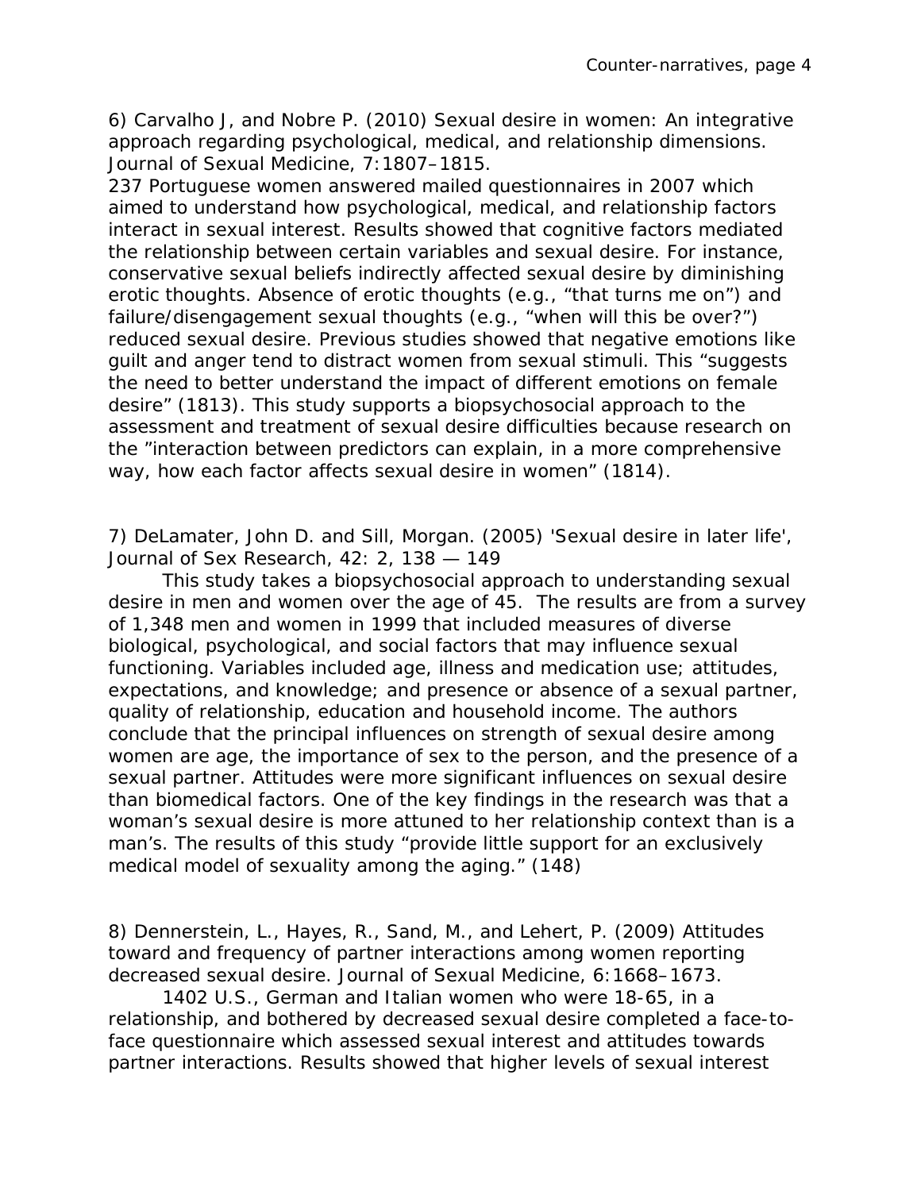6) Carvalho J, and Nobre P. (2010) Sexual desire in women: An integrative approach regarding psychological, medical, and relationship dimensions. Journal of Sexual Medicine, 7:1807–1815.

237 Portuguese women answered mailed questionnaires in 2007 which aimed to understand how psychological, medical, and relationship factors interact in sexual interest. Results showed that cognitive factors mediated the relationship between certain variables and sexual desire. For instance, conservative sexual beliefs indirectly affected sexual desire by diminishing erotic thoughts. Absence of erotic thoughts (e.g., "that turns me on") and failure/disengagement sexual thoughts (e.g., "when will this be over?") reduced sexual desire. Previous studies showed that negative emotions like guilt and anger tend to distract women from sexual stimuli. This "suggests the need to better understand the impact of different emotions on female desire" (1813). This study supports a biopsychosocial approach to the assessment and treatment of sexual desire difficulties because research on the "interaction between predictors can explain, in a more comprehensive way, how each factor affects sexual desire in women" (1814).

7) DeLamater, John D. and Sill, Morgan. (2005) 'Sexual desire in later life', Journal of Sex Research, 42: 2, 138 — 149

This study takes a biopsychosocial approach to understanding sexual desire in men and women over the age of 45. The results are from a survey of 1,348 men and women in 1999 that included measures of diverse biological, psychological, and social factors that may influence sexual functioning. Variables included age, illness and medication use; attitudes, expectations, and knowledge; and presence or absence of a sexual partner, quality of relationship, education and household income. The authors conclude that the principal influences on strength of sexual desire among women are age, the importance of sex to the person, and the presence of a sexual partner. Attitudes were more significant influences on sexual desire than biomedical factors. One of the key findings in the research was that a woman's sexual desire is more attuned to her relationship context than is a man's. The results of this study "provide little support for an exclusively medical model of sexuality among the aging." (148)

8) Dennerstein, L., Hayes, R., Sand, M., and Lehert, P. (2009) Attitudes toward and frequency of partner interactions among women reporting decreased sexual desire. Journal of Sexual Medicine, 6:1668–1673.

1402 U.S., German and Italian women who were 18-65, in a relationship, and bothered by decreased sexual desire completed a face-to-face questionnaire which assessed sexual interest and attitudes towards partner interactions. Results showed that higher levels of sexual interest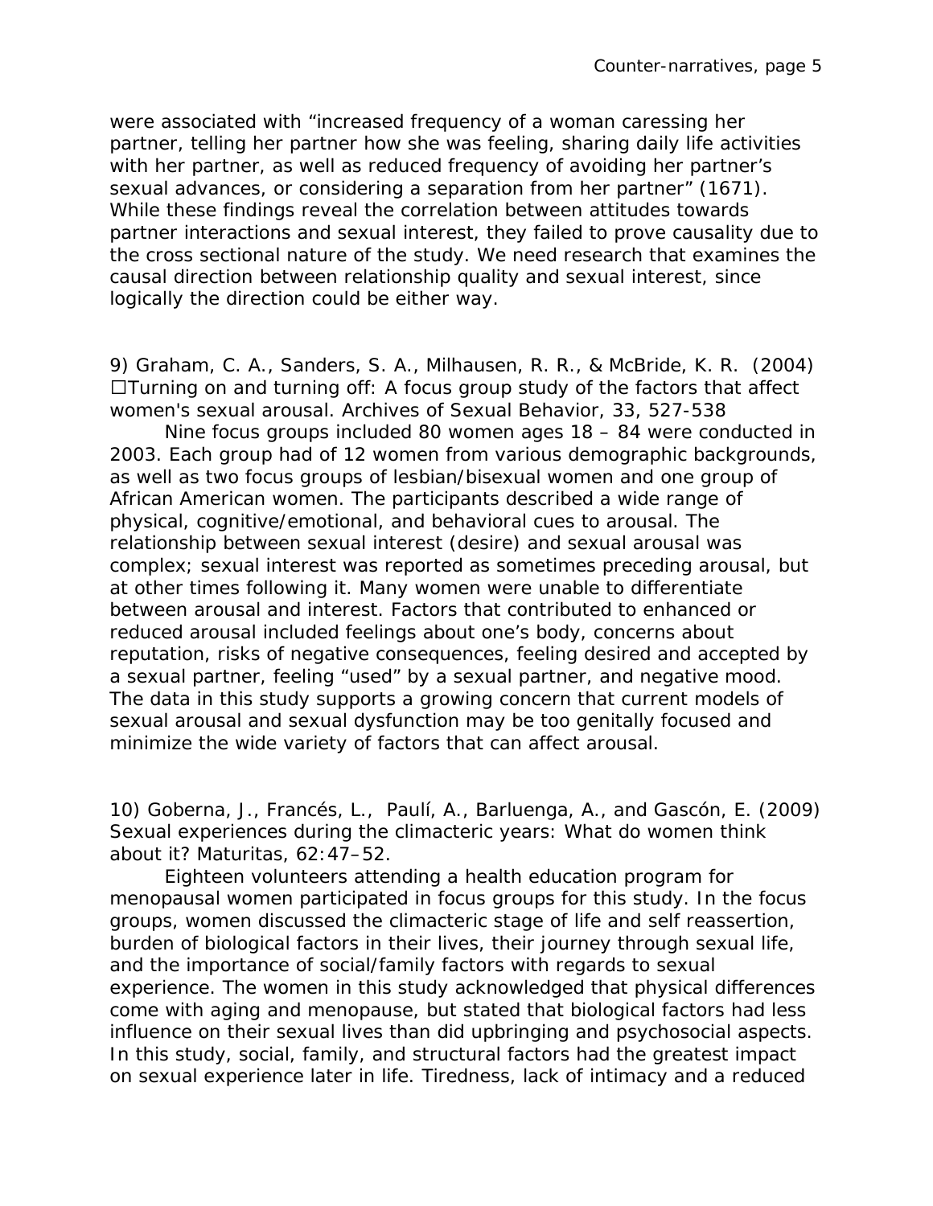were associated with "increased frequency of a woman caressing her partner, telling her partner how she was feeling, sharing daily life activities with her partner, as well as reduced frequency of avoiding her partner's sexual advances, or considering a separation from her partner" (1671). While these findings reveal the correlation between attitudes towards partner interactions and sexual interest, they failed to prove causality due to the cross sectional nature of the study. We need research that examines the causal direction between relationship quality and sexual interest, since logically the direction could be either way.

9) Graham, C. A., Sanders, S. A., Milhausen, R. R., & McBride, K. R. (2004) ☐Turning on and turning off: A focus group study of the factors that affect women's sexual arousal. Archives of Sexual Behavior, 33, 527-538

Nine focus groups included 80 women ages 18 – 84 were conducted in 2003. Each group had of 12 women from various demographic backgrounds, as well as two focus groups of lesbian/bisexual women and one group of African American women. The participants described a wide range of physical, cognitive/emotional, and behavioral cues to arousal. The relationship between sexual interest (desire) and sexual arousal was complex; sexual interest was reported as sometimes preceding arousal, but at other times following it. Many women were unable to differentiate between arousal and interest. Factors that contributed to enhanced or reduced arousal included feelings about one's body, concerns about reputation, risks of negative consequences, feeling desired and accepted by a sexual partner, feeling "used" by a sexual partner, and negative mood. The data in this study supports a growing concern that current models of sexual arousal and sexual dysfunction may be too genitally focused and minimize the wide variety of factors that can affect arousal.

10) Goberna, J., Francés, L., Paulí, A., Barluenga, A., and Gascón, E. (2009) Sexual experiences during the climacteric years: What do women think about it? Maturitas, 62:47–52.

Eighteen volunteers attending a health education program for menopausal women participated in focus groups for this study. In the focus groups, women discussed the climacteric stage of life and self reassertion, burden of biological factors in their lives, their journey through sexual life, and the importance of social/family factors with regards to sexual experience. The women in this study acknowledged that physical differences come with aging and menopause, but stated that biological factors had less influence on their sexual lives than did upbringing and psychosocial aspects. In this study, social, family, and structural factors had the greatest impact on sexual experience later in life. Tiredness, lack of intimacy and a reduced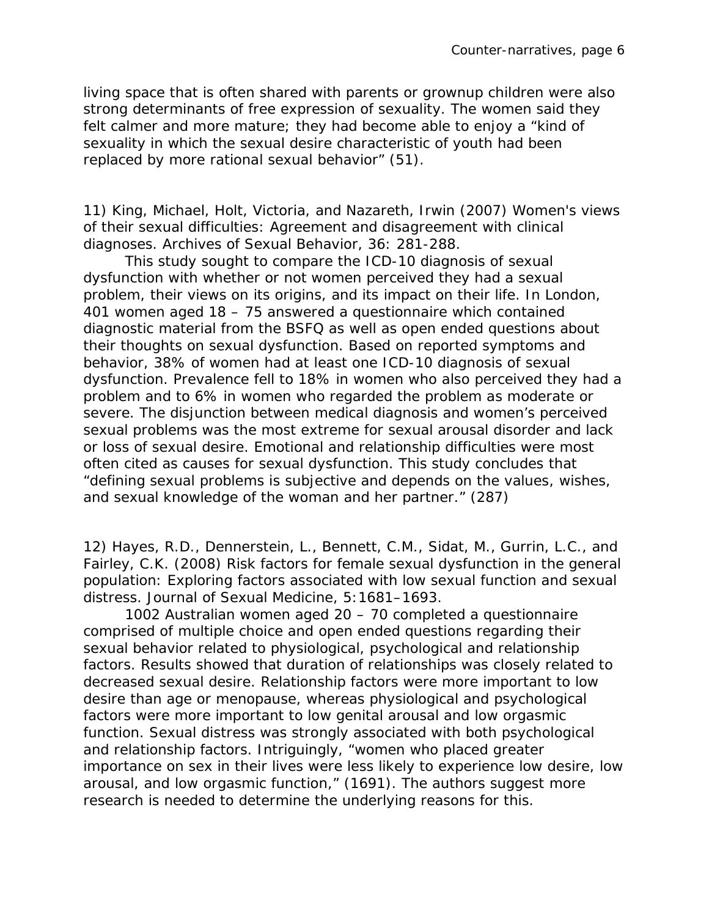living space that is often shared with parents or grownup children were also strong determinants of free expression of sexuality. The women said they felt calmer and more mature; they had become able to enjoy a "kind of sexuality in which the sexual desire characteristic of youth had been replaced by more rational sexual behavior" (51).

11) King, Michael, Holt, Victoria, and Nazareth, Irwin (2007) Women's views of their sexual difficulties: Agreement and disagreement with clinical diagnoses. Archives of Sexual Behavior, 36: 281-288.

This study sought to compare the ICD-10 diagnosis of sexual dysfunction with whether or not women perceived they had a sexual problem, their views on its origins, and its impact on their life. In London, 401 women aged 18 – 75 answered a questionnaire which contained diagnostic material from the BSFQ as well as open ended questions about their thoughts on sexual dysfunction. Based on reported symptoms and behavior, 38% of women had at least one ICD-10 diagnosis of sexual dysfunction. Prevalence fell to 18% in women who also perceived they had a problem and to 6% in women who regarded the problem as moderate or severe. The disjunction between medical diagnosis and women's perceived sexual problems was the most extreme for sexual arousal disorder and lack or loss of sexual desire. Emotional and relationship difficulties were most often cited as causes for sexual dysfunction. This study concludes that "defining sexual problems is subjective and depends on the values, wishes, and sexual knowledge of the woman and her partner." (287)

12) Hayes, R.D., Dennerstein, L., Bennett, C.M., Sidat, M., Gurrin, L.C., and Fairley, C.K. (2008) Risk factors for female sexual dysfunction in the general population: Exploring factors associated with low sexual function and sexual distress. Journal of Sexual Medicine, 5:1681–1693.

1002 Australian women aged 20 – 70 completed a questionnaire comprised of multiple choice and open ended questions regarding their sexual behavior related to physiological, psychological and relationship factors. Results showed that duration of relationships was closely related to decreased sexual desire. Relationship factors were more important to low desire than age or menopause, whereas physiological and psychological factors were more important to low genital arousal and low orgasmic function. Sexual distress was strongly associated with both psychological and relationship factors. Intriguingly, "women who placed greater importance on sex in their lives were less likely to experience low desire, low arousal, and low orgasmic function," (1691). The authors suggest more research is needed to determine the underlying reasons for this.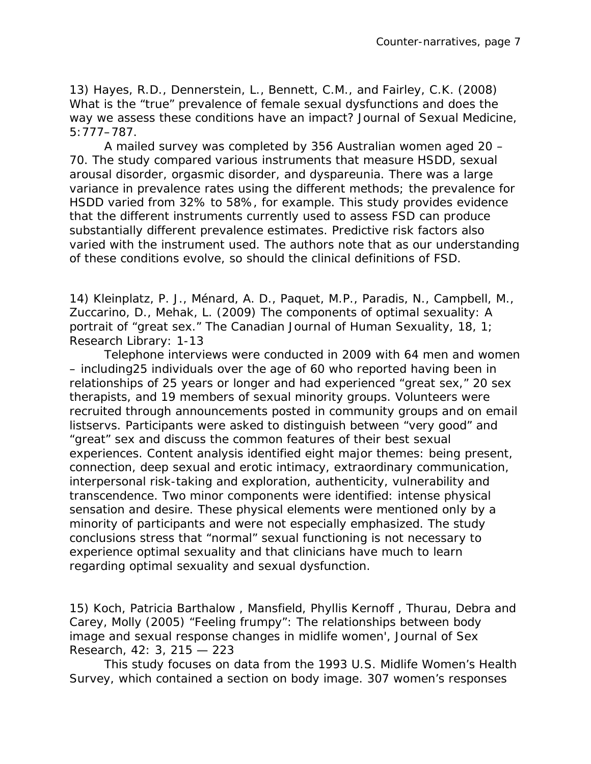13) Hayes, R.D., Dennerstein, L., Bennett, C.M., and Fairley, C.K. (2008) What is the “true” prevalence of female sexual dysfunctions and does the way we assess these conditions have an impact? Journal of Sexual Medicine, 5:777–787.

A mailed survey was completed by 356 Australian women aged 20 – 70. The study compared various instruments that measure HSDD, sexual arousal disorder, orgasmic disorder, and dyspareunia. There was a large variance in prevalence rates using the different methods; the prevalence for HSDD varied from 32% to 58%, for example. This study provides evidence that the different instruments currently used to assess FSD can produce substantially different prevalence estimates. Predictive risk factors also varied with the instrument used. The authors note that as our understanding of these conditions evolve, so should the clinical definitions of FSD.

14) Kleinplatz, P. J., Ménard, A. D., Paquet, M.P., Paradis, N., Campbell, M., Zuccarino, D., Mehak, L. (2009) The components of optimal sexuality: A portrait of “great sex.” The Canadian Journal of Human Sexuality, 18, 1; Research Library: 1-13

Telephone interviews were conducted in 2009 with 64 men and women – including25 individuals over the age of 60 who reported having been in relationships of 25 years or longer and had experienced “great sex,” 20 sex therapists, and 19 members of sexual minority groups. Volunteers were recruited through announcements posted in community groups and on email listservs. Participants were asked to distinguish between “very good” and “great” sex and discuss the common features of their best sexual experiences. Content analysis identified eight major themes: being present, connection, deep sexual and erotic intimacy, extraordinary communication, interpersonal risk-taking and exploration, authenticity, vulnerability and transcendence. Two minor components were identified: intense physical sensation and desire. These physical elements were mentioned only by a minority of participants and were not especially emphasized. The study conclusions stress that “normal” sexual functioning is not necessary to experience optimal sexuality and that clinicians have much to learn regarding optimal sexuality and sexual dysfunction.

15) Koch, Patricia Barthalow , Mansfield, Phyllis Kernoff , Thurau, Debra and Carey, Molly (2005) “Feeling frumpy”: The relationships between body image and sexual response changes in midlife women', Journal of Sex Research, 42: 3, 215 — 223

This study focuses on data from the 1993 U.S. Midlife Women’s Health Survey, which contained a section on body image. 307 women’s responses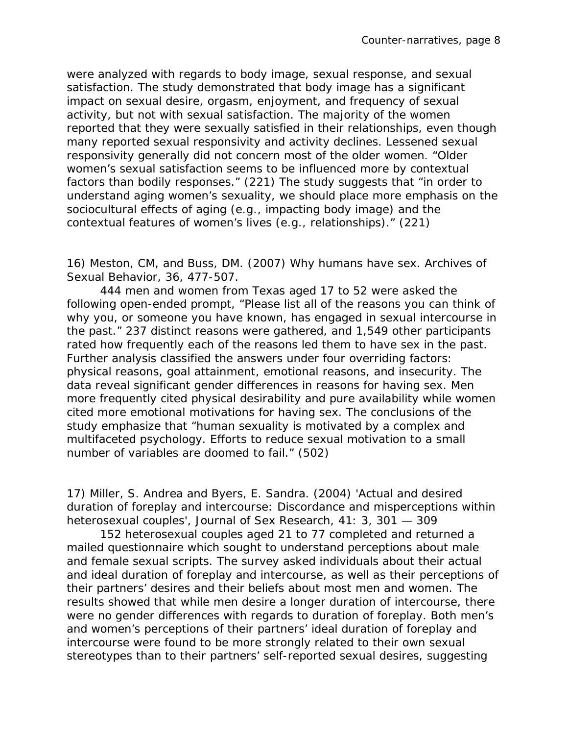were analyzed with regards to body image, sexual response, and sexual satisfaction. The study demonstrated that body image has a significant impact on sexual desire, orgasm, enjoyment, and frequency of sexual activity, but not with sexual satisfaction. The majority of the women reported that they were sexually satisfied in their relationships, even though many reported sexual responsivity and activity declines. Lessened sexual responsivity generally did not concern most of the older women. "Older women's sexual satisfaction seems to be influenced more by contextual factors than bodily responses." (221) The study suggests that "in order to understand aging women's sexuality, we should place more emphasis on the sociocultural effects of aging (e.g., impacting body image) and the contextual features of women's lives (e.g., relationships)." (221)

16) Meston, CM, and Buss, DM. (2007) Why humans have sex. Archives of Sexual Behavior, 36, 477-507.

444 men and women from Texas aged 17 to 52 were asked the following open-ended prompt, "Please list all of the reasons you can think of why you, or someone you have known, has engaged in sexual intercourse in the past." 237 distinct reasons were gathered, and 1,549 other participants rated how frequently each of the reasons led them to have sex in the past. Further analysis classified the answers under four overriding factors: physical reasons, goal attainment, emotional reasons, and insecurity. The data reveal significant gender differences in reasons for having sex. Men more frequently cited physical desirability and pure availability while women cited more emotional motivations for having sex. The conclusions of the study emphasize that "human sexuality is motivated by a complex and multifaceted psychology. Efforts to reduce sexual motivation to a small number of variables are doomed to fail." (502)

17) Miller, S. Andrea and Byers, E. Sandra. (2004) 'Actual and desired duration of foreplay and intercourse: Discordance and misperceptions within heterosexual couples', Journal of Sex Research, 41: 3, 301 — 309

152 heterosexual couples aged 21 to 77 completed and returned a mailed questionnaire which sought to understand perceptions about male and female sexual scripts. The survey asked individuals about their actual and ideal duration of foreplay and intercourse, as well as their perceptions of their partners' desires and their beliefs about most men and women. The results showed that while men desire a longer duration of intercourse, there were no gender differences with regards to duration of foreplay. Both men's and women's perceptions of their partners' ideal duration of foreplay and intercourse were found to be more strongly related to their own sexual stereotypes than to their partners' self-reported sexual desires, suggesting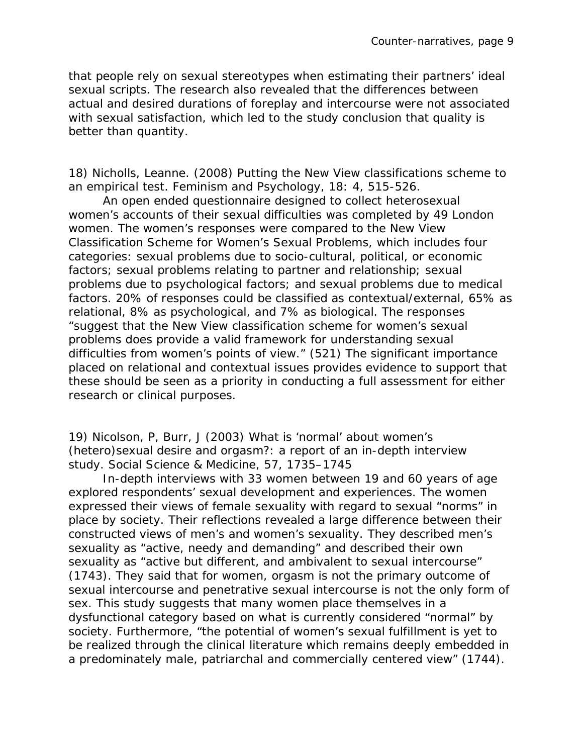that people rely on sexual stereotypes when estimating their partners' ideal sexual scripts. The research also revealed that the differences between actual and desired durations of foreplay and intercourse were not associated with sexual satisfaction, which led to the study conclusion that quality is better than quantity.

18) Nicholls, Leanne. (2008) Putting the New View classifications scheme to an empirical test. Feminism and Psychology, 18: 4, 515-526.

An open ended questionnaire designed to collect heterosexual women's accounts of their sexual difficulties was completed by 49 London women. The women's responses were compared to the New View Classification Scheme for Women's Sexual Problems, which includes four categories: sexual problems due to socio-cultural, political, or economic factors; sexual problems relating to partner and relationship; sexual problems due to psychological factors; and sexual problems due to medical factors. 20% of responses could be classified as contextual/external, 65% as relational, 8% as psychological, and 7% as biological. The responses "suggest that the New View classification scheme for women's sexual problems does provide a valid framework for understanding sexual difficulties from women's points of view." (521) The significant importance placed on relational and contextual issues provides evidence to support that these should be seen as a priority in conducting a full assessment for either research or clinical purposes.

19) Nicolson, P, Burr, J (2003) What is 'normal' about women's (hetero)sexual desire and orgasm?: a report of an in-depth interview study. Social Science & Medicine, 57, 1735–1745

In-depth interviews with 33 women between 19 and 60 years of age explored respondents' sexual development and experiences. The women expressed their views of female sexuality with regard to sexual "norms" in place by society. Their reflections revealed a large difference between their constructed views of men's and women's sexuality. They described men's sexuality as "active, needy and demanding" and described their own sexuality as "active but different, and ambivalent to sexual intercourse" (1743). They said that for women, orgasm is not the primary outcome of sexual intercourse and penetrative sexual intercourse is not the only form of sex. This study suggests that many women place themselves in a dysfunctional category based on what is currently considered "normal" by society. Furthermore, "the potential of women's sexual fulfillment is yet to be realized through the clinical literature which remains deeply embedded in a predominately male, patriarchal and commercially centered view" (1744).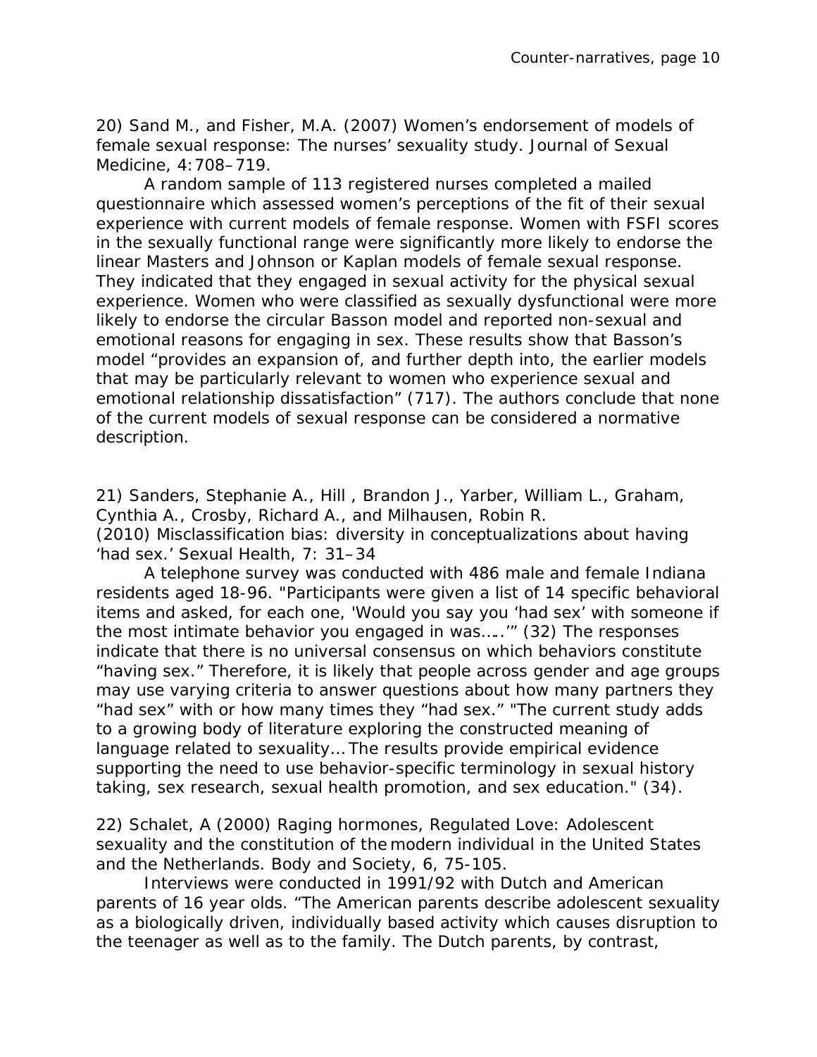20) Sand M., and Fisher, M.A. (2007) Women's endorsement of models of female sexual response: The nurses' sexuality study. Journal of Sexual Medicine, 4:708–719.

A random sample of 113 registered nurses completed a mailed questionnaire which assessed women's perceptions of the fit of their sexual experience with current models of female response. Women with FSFI scores in the sexually functional range were significantly more likely to endorse the linear Masters and Johnson or Kaplan models of female sexual response. They indicated that they engaged in sexual activity for the physical sexual experience. Women who were classified as sexually dysfunctional were more likely to endorse the circular Basson model and reported non-sexual and emotional reasons for engaging in sex. These results show that Basson's model "provides an expansion of, and further depth into, the earlier models that may be particularly relevant to women who experience sexual and emotional relationship dissatisfaction" (717). The authors conclude that none of the current models of sexual response can be considered a normative description.

21) Sanders, Stephanie A., Hill , Brandon J., Yarber, William L., Graham, Cynthia A., Crosby, Richard A., and Milhausen, Robin R. (2010) Misclassification bias: diversity in conceptualizations about having 'had sex.' Sexual Health, 7: 31–34

A telephone survey was conducted with 486 male and female Indiana residents aged 18-96. "Participants were given a list of 14 specific behavioral items and asked, for each one, 'Would you say you 'had sex' with someone if the most intimate behavior you engaged in was…..'" (32) The responses indicate that there is no universal consensus on which behaviors constitute "having sex." Therefore, it is likely that people across gender and age groups may use varying criteria to answer questions about how many partners they "had sex" with or how many times they "had sex." "The current study adds to a growing body of literature exploring the constructed meaning of language related to sexuality… The results provide empirical evidence supporting the need to use behavior-specific terminology in sexual history taking, sex research, sexual health promotion, and sex education." (34).

22) Schalet, A (2000) Raging hormones, Regulated Love: Adolescent sexuality and the constitution of the modern individual in the United States and the Netherlands. Body and Society, 6, 75-105.

Interviews were conducted in 1991/92 with Dutch and American parents of 16 year olds. "The American parents describe adolescent sexuality as a biologically driven, individually based activity which causes disruption to the teenager as well as to the family. The Dutch parents, by contrast,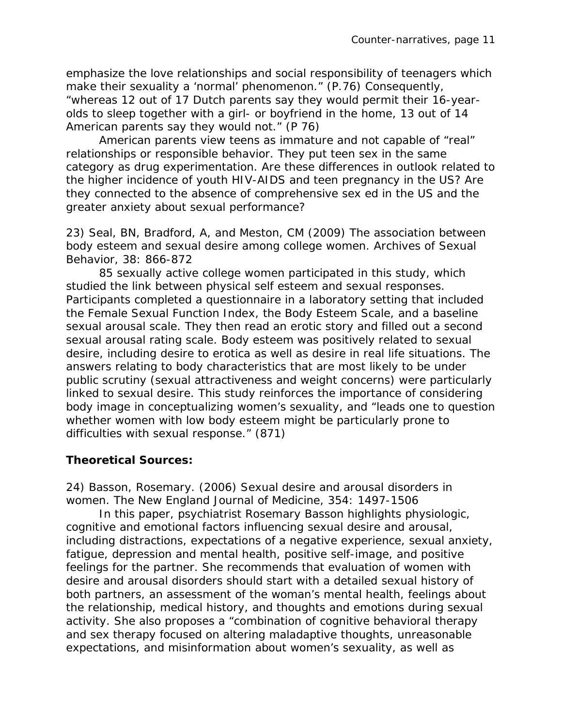emphasize the love relationships and social responsibility of teenagers which make their sexuality a 'normal' phenomenon." (P.76) Consequently, "whereas 12 out of 17 Dutch parents say they would permit their 16-year-olds to sleep together with a girl- or boyfriend in the home, 13 out of 14 American parents say they would not." (P 76)

American parents view teens as immature and not capable of "real" relationships or responsible behavior. They put teen sex in the same category as drug experimentation. Are these differences in outlook related to the higher incidence of youth HIV-AIDS and teen pregnancy in the US? Are they connected to the absence of comprehensive sex ed in the US and the greater anxiety about sexual performance?

23) Seal, BN, Bradford, A, and Meston, CM (2009) The association between body esteem and sexual desire among college women. Archives of Sexual Behavior, 38: 866-872

85 sexually active college women participated in this study, which studied the link between physical self esteem and sexual responses. Participants completed a questionnaire in a laboratory setting that included the Female Sexual Function Index, the Body Esteem Scale, and a baseline sexual arousal scale. They then read an erotic story and filled out a second sexual arousal rating scale. Body esteem was positively related to sexual desire, including desire to erotica as well as desire in real life situations. The answers relating to body characteristics that are most likely to be under public scrutiny (sexual attractiveness and weight concerns) were particularly linked to sexual desire. This study reinforces the importance of considering body image in conceptualizing women's sexuality, and "leads one to question whether women with low body esteem might be particularly prone to difficulties with sexual response." (871)

**Theoretical Sources:**

24) Basson, Rosemary. (2006) Sexual desire and arousal disorders in women. The New England Journal of Medicine, 354: 1497-1506

In this paper, psychiatrist Rosemary Basson highlights physiologic, cognitive and emotional factors influencing sexual desire and arousal, including distractions, expectations of a negative experience, sexual anxiety, fatigue, depression and mental health, positive self-image, and positive feelings for the partner. She recommends that evaluation of women with desire and arousal disorders should start with a detailed sexual history of both partners, an assessment of the woman's mental health, feelings about the relationship, medical history, and thoughts and emotions during sexual activity. She also proposes a "combination of cognitive behavioral therapy and sex therapy focused on altering maladaptive thoughts, unreasonable expectations, and misinformation about women's sexuality, as well as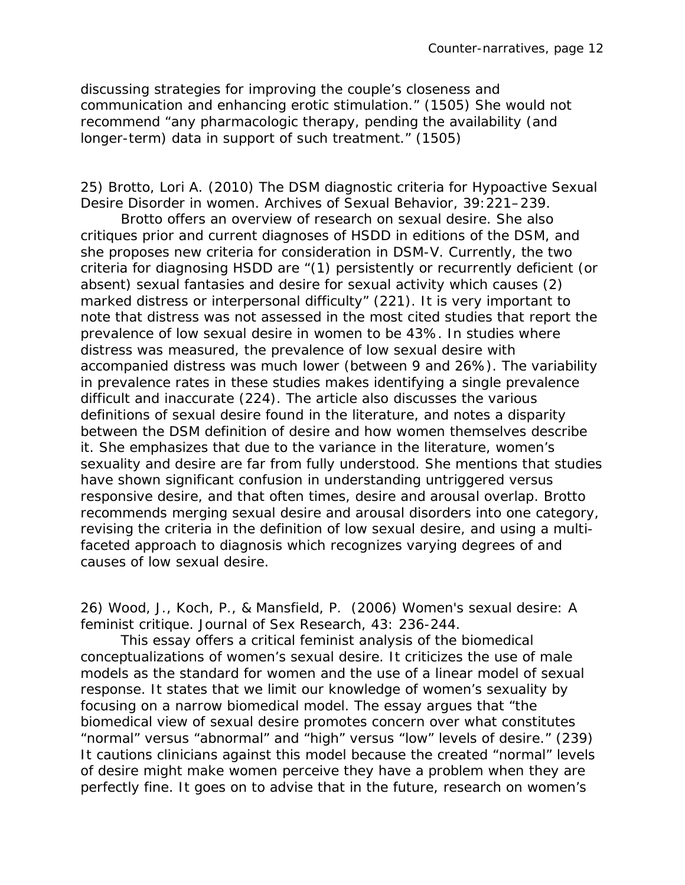discussing strategies for improving the couple's closeness and communication and enhancing erotic stimulation." (1505) She would not recommend "any pharmacologic therapy, pending the availability (and longer-term) data in support of such treatment." (1505)

25) Brotto, Lori A. (2010) The DSM diagnostic criteria for Hypoactive Sexual Desire Disorder in women. Archives of Sexual Behavior, 39:221–239.

Brotto offers an overview of research on sexual desire. She also critiques prior and current diagnoses of HSDD in editions of the DSM, and she proposes new criteria for consideration in DSM-V. Currently, the two criteria for diagnosing HSDD are "(1) persistently or recurrently deficient (or absent) sexual fantasies and desire for sexual activity which causes (2) marked distress or interpersonal difficulty" (221). It is very important to note that distress was not assessed in the most cited studies that report the prevalence of low sexual desire in women to be 43%. In studies where distress was measured, the prevalence of low sexual desire with accompanied distress was much lower (between 9 and 26%). The variability in prevalence rates in these studies makes identifying a single prevalence difficult and inaccurate (224). The article also discusses the various definitions of sexual desire found in the literature, and notes a disparity between the DSM definition of desire and how women themselves describe it. She emphasizes that due to the variance in the literature, women's sexuality and desire are far from fully understood. She mentions that studies have shown significant confusion in understanding untriggered versus responsive desire, and that often times, desire and arousal overlap. Brotto recommends merging sexual desire and arousal disorders into one category, revising the criteria in the definition of low sexual desire, and using a multi-faceted approach to diagnosis which recognizes varying degrees of and causes of low sexual desire.

26) Wood, J., Koch, P., & Mansfield, P. (2006) Women's sexual desire: A feminist critique. Journal of Sex Research, 43: 236-244.

This essay offers a critical feminist analysis of the biomedical conceptualizations of women's sexual desire. It criticizes the use of male models as the standard for women and the use of a linear model of sexual response. It states that we limit our knowledge of women's sexuality by focusing on a narrow biomedical model. The essay argues that "the biomedical view of sexual desire promotes concern over what constitutes "normal" versus "abnormal" and "high" versus "low" levels of desire." (239) It cautions clinicians against this model because the created "normal" levels of desire might make women perceive they have a problem when they are perfectly fine. It goes on to advise that in the future, research on women's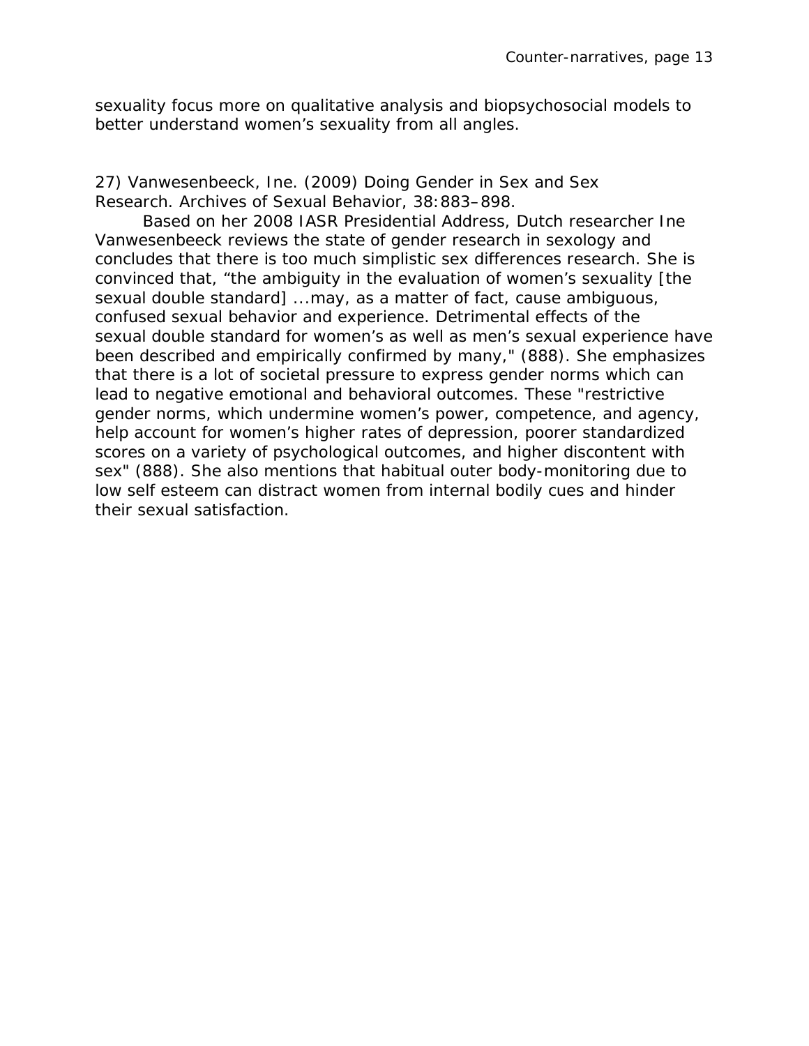sexuality focus more on qualitative analysis and biopsychosocial models to better understand women's sexuality from all angles.

27) Vanwesenbeeck, Ine. (2009) Doing Gender in Sex and Sex Research. Archives of Sexual Behavior, 38:883–898.

Based on her 2008 IASR Presidential Address, Dutch researcher Ine Vanwesenbeeck reviews the state of gender research in sexology and concludes that there is too much simplistic sex differences research. She is convinced that, "the ambiguity in the evaluation of women's sexuality [the sexual double standard] ...may, as a matter of fact, cause ambiguous, confused sexual behavior and experience. Detrimental effects of the sexual double standard for women's as well as men's sexual experience have been described and empirically confirmed by many," (888). She emphasizes that there is a lot of societal pressure to express gender norms which can lead to negative emotional and behavioral outcomes. These "restrictive gender norms, which undermine women's power, competence, and agency, help account for women's higher rates of depression, poorer standardized scores on a variety of psychological outcomes, and higher discontent with sex" (888). She also mentions that habitual outer body-monitoring due to low self esteem can distract women from internal bodily cues and hinder their sexual satisfaction.